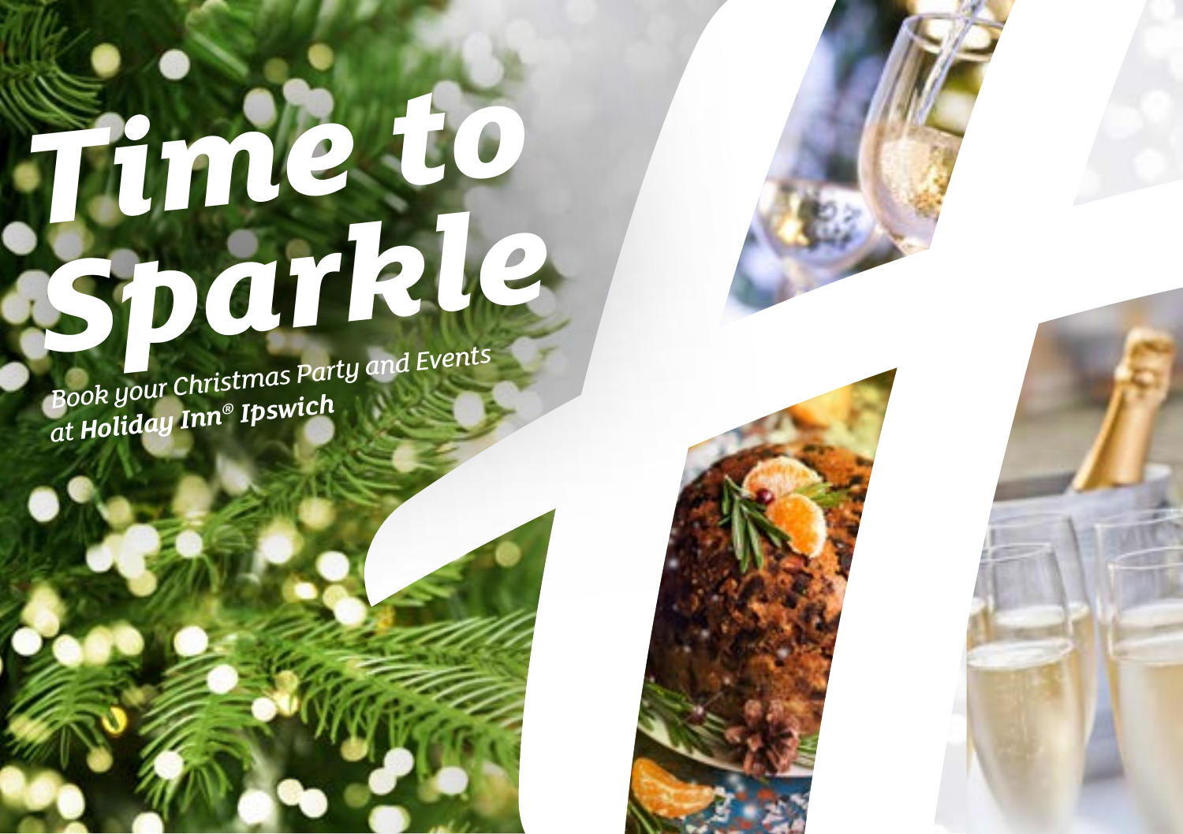# Time to Sparkle

*Book your Christmas Party and Events at **Holiday Inn® Ipswich***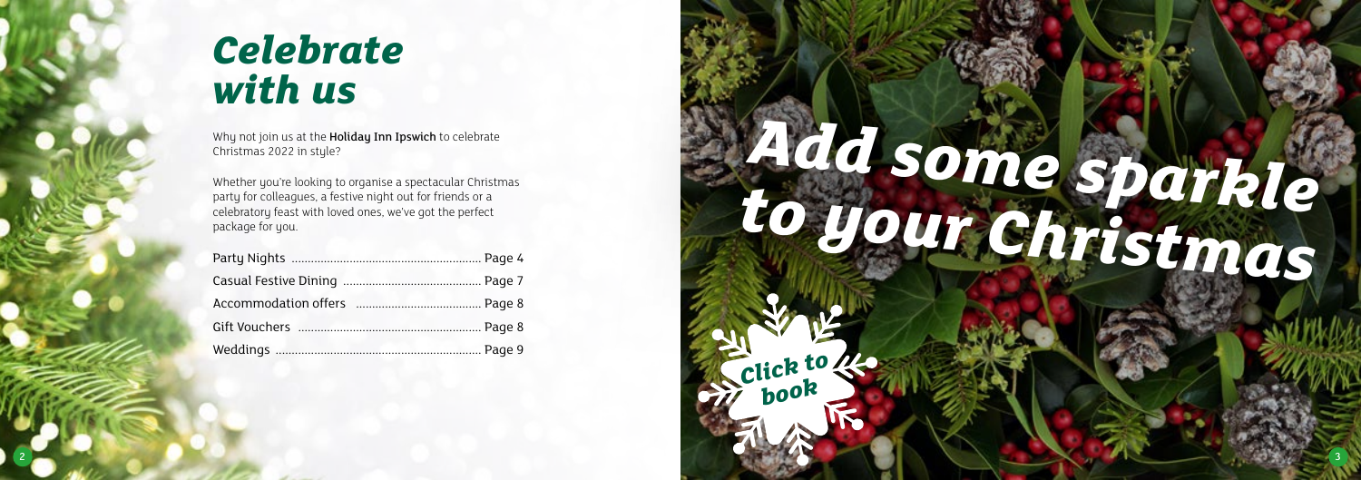# *Celebrate with us*

Why not join us at the **Holiday Inn Ipswich** to celebrate Christmas 2022 in style?

Whether you're looking to organise a spectacular Christmas party for colleagues, a festive night out for friends or a celebratory feast with loved ones, we've got the perfect package for you.

| | |
|---|---|
| Party Nights | Page 4 |
| Casual Festive Dining | Page 7 |
| Accommodation offers | Page 8 |
| Gift Vouchers | Page 8 |
| Weddings | Page 9 |

# *Add some sparkle to your Christmas*

*Click to book*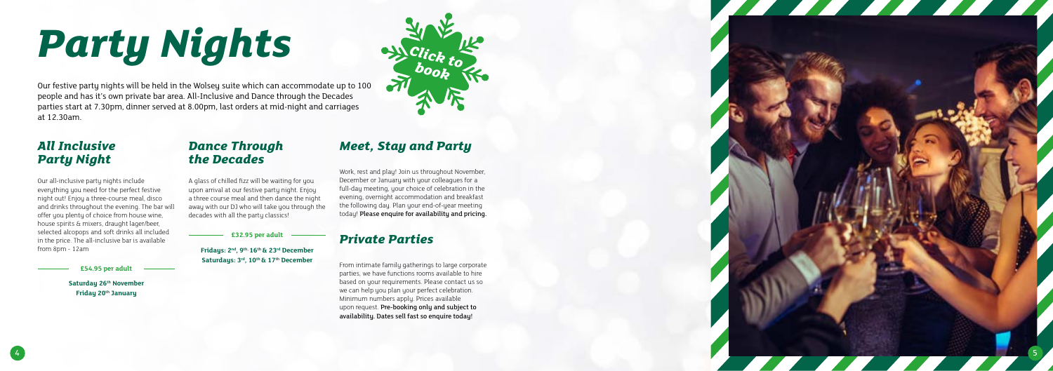# Party Nights

Click to book

Our festive party nights will be held in the Wolsey suite which can accommodate up to 100 people and has it's own private bar area. All-Inclusive and Dance through the Decades parties start at 7.30pm, dinner served at 8.00pm, last orders at mid-night and carriages at 12.30am.

## All Inclusive Party Night

Our all-inclusive party nights include everything you need for the perfect festive night out! Enjoy a three-course meal, disco and drinks throughout the evening. The bar will offer you plenty of choice from house wine, house spirits & mixers, draught lager/beer, selected alcopops and soft drinks all included in the price. The all-inclusive bar is available from 8pm - 12am

**£54.95 per adult**

**Saturday 26th November**
**Friday 20th January**

## Dance Through the Decades

A glass of chilled fizz will be waiting for you upon arrival at our festive party night. Enjoy a three course meal and then dance the night away with our DJ who will take you through the decades with all the party classics!

**£32.95 per adult**

**Fridays: 2nd, 9th 16th & 23rd December**
**Saturdays: 3rd, 10th & 17th December**

## Meet, Stay and Party

Work, rest and play! Join us throughout November, December or January with your colleagues for a full-day meeting, your choice of celebration in the evening, overnight accommodation and breakfast the following day. Plan your end-of-year meeting today! Please enquire for availability and pricing.

## Private Parties

From intimate family gatherings to large corporate parties, we have functions rooms available to hire based on your requirements. Please contact us so we can help you plan your perfect celebration. Minimum numbers apply. Prices available upon request. Pre-booking only and subject to availability. Dates sell fast so enquire today!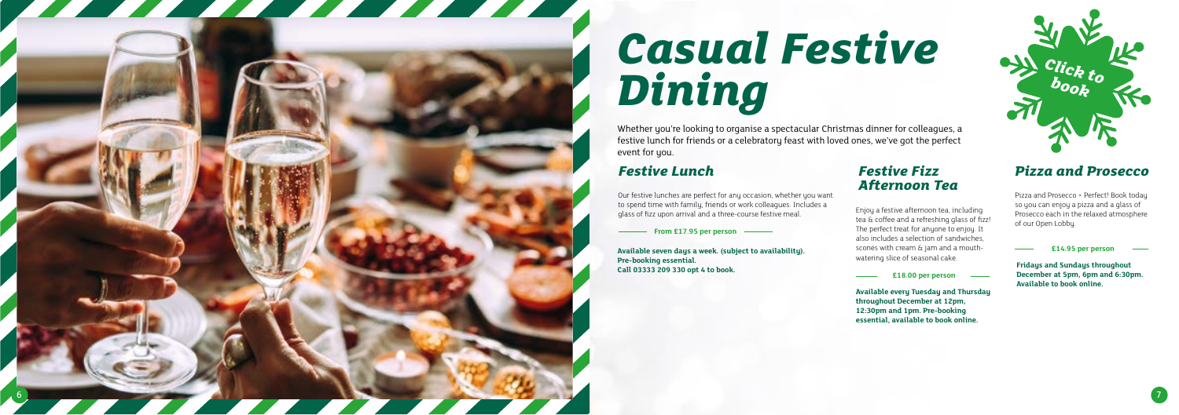# Casual Festive Dining

Whether you're looking to organise a spectacular Christmas dinner for colleagues, a festive lunch for friends or a celebratory feast with loved ones, we've got the perfect event for you.

Click to book

## Festive Lunch

Our festive lunches are perfect for any occasion, whether you want to spend time with family, friends or work colleagues. Includes a glass of fizz upon arrival and a three-course festive meal.

**From £17.95 per person**

**Available seven days a week. (subject to availability). Pre-booking essential. Call 03333 209 330 opt 4 to book.**

## Festive Fizz Afternoon Tea

Enjoy a festive afternoon tea, including tea & coffee and a refreshing glass of fizz! The perfect treat for anyone to enjoy. It also includes a selection of sandwiches, scones with cream & jam and a mouth-watering slice of seasonal cake.

**£18.00 per person**

**Available every Tuesday and Thursday throughout December at 12pm, 12:30pm and 1pm. Pre-booking essential, available to book online.**

## Pizza and Prosecco

Pizza and Prosecco = Perfect! Book today so you can enjoy a pizza and a glass of Prosecco each in the relaxed atmosphere of our Open Lobby.

**£14.95 per person**

**Fridays and Sundays throughout December at 5pm, 6pm and 6:30pm. Available to book online.**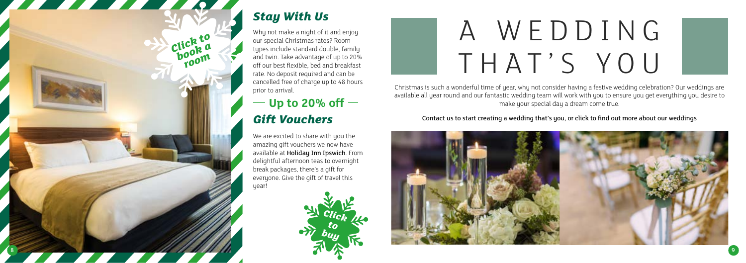Click to book a room

## *Stay With Us*

Why not make a night of it and enjoy our special Christmas rates? Room types include standard double, family and twin. Take advantage of up to 20% off our best flexible, bed and breakfast rate. No deposit required and can be cancelled free of charge up to 48 hours prior to arrival.

## — Up to 20% off —

## *Gift Vouchers*

We are excited to share with you the amazing gift vouchers we now have available at **Holiday Inn Ipswich**. From delightful afternoon teas to overnight break packages, there's a gift for everyone. Give the gift of travel this year!

Click to buy

# A WEDDING THAT'S YOU

Christmas is such a wonderful time of year, why not consider having a festive wedding celebration? Our weddings are available all year round and our fantastic wedding team will work with you to ensure you get everything you desire to make your special day a dream come true.

Contact us to start creating a wedding that's you, or click to find out more about our weddings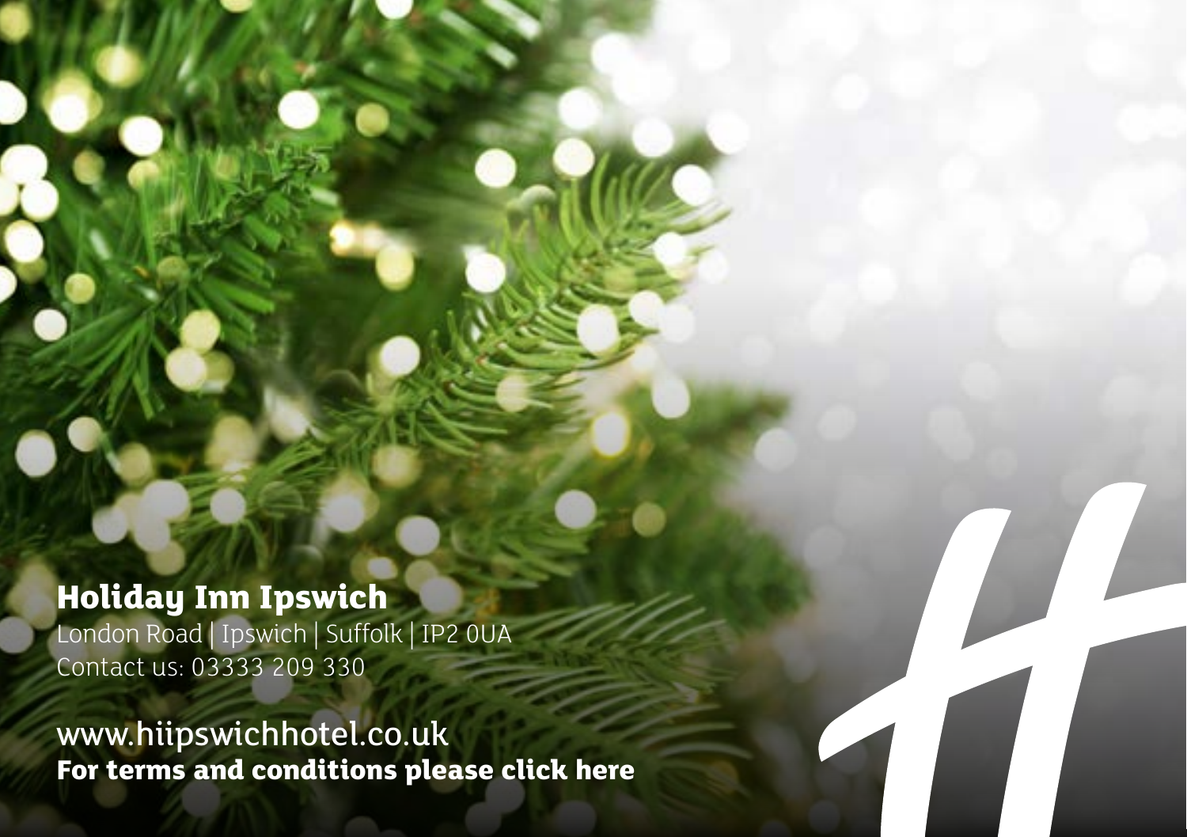**Holiday Inn Ipswich**

London Road | Ipswich | Suffolk | IP2 0UA

Contact us: 03333 209 330

www.hiipswichhotel.co.uk

**For terms and conditions please click here**